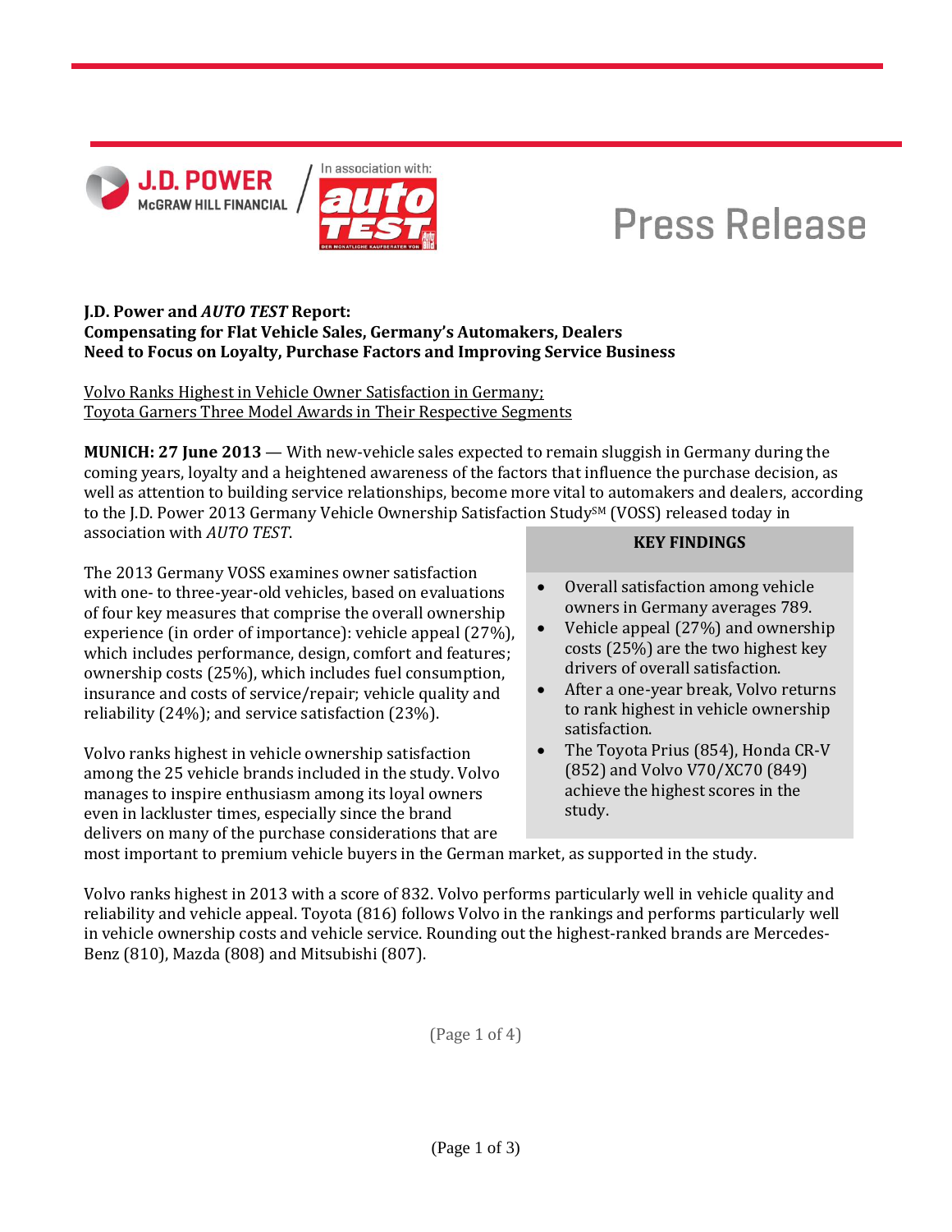Press Release

**J.D. Power and *AUTO TEST* Report:**
**Compensating for Flat Vehicle Sales, Germany's Automakers, Dealers Need to Focus on Loyalty, Purchase Factors and Improving Service Business**

Volvo Ranks Highest in Vehicle Owner Satisfaction in Germany;
Toyota Garners Three Model Awards in Their Respective Segments

**MUNICH: 27 June 2013** — With new-vehicle sales expected to remain sluggish in Germany during the coming years, loyalty and a heightened awareness of the factors that influence the purchase decision, as well as attention to building service relationships, become more vital to automakers and dealers, according to the J.D. Power 2013 Germany Vehicle Ownership Satisfaction Study℠ (VOSS) released today in association with *AUTO TEST*.

The 2013 Germany VOSS examines owner satisfaction with one- to three-year-old vehicles, based on evaluations of four key measures that comprise the overall ownership experience (in order of importance): vehicle appeal (27%), which includes performance, design, comfort and features; ownership costs (25%), which includes fuel consumption, insurance and costs of service/repair; vehicle quality and reliability (24%); and service satisfaction (23%).

Volvo ranks highest in vehicle ownership satisfaction among the 25 vehicle brands included in the study. Volvo manages to inspire enthusiasm among its loyal owners even in lackluster times, especially since the brand delivers on many of the purchase considerations that are most important to premium vehicle buyers in the German market, as supported in the study.

Volvo ranks highest in 2013 with a score of 832. Volvo performs particularly well in vehicle quality and reliability and vehicle appeal. Toyota (816) follows Volvo in the rankings and performs particularly well in vehicle ownership costs and vehicle service. Rounding out the highest-ranked brands are Mercedes-Benz (810), Mazda (808) and Mitsubishi (807).

**KEY FINDINGS**

- Overall satisfaction among vehicle owners in Germany averages 789.
- Vehicle appeal (27%) and ownership costs (25%) are the two highest key drivers of overall satisfaction.
- After a one-year break, Volvo returns to rank highest in vehicle ownership satisfaction.
- The Toyota Prius (854), Honda CR-V (852) and Volvo V70/XC70 (849) achieve the highest scores in the study.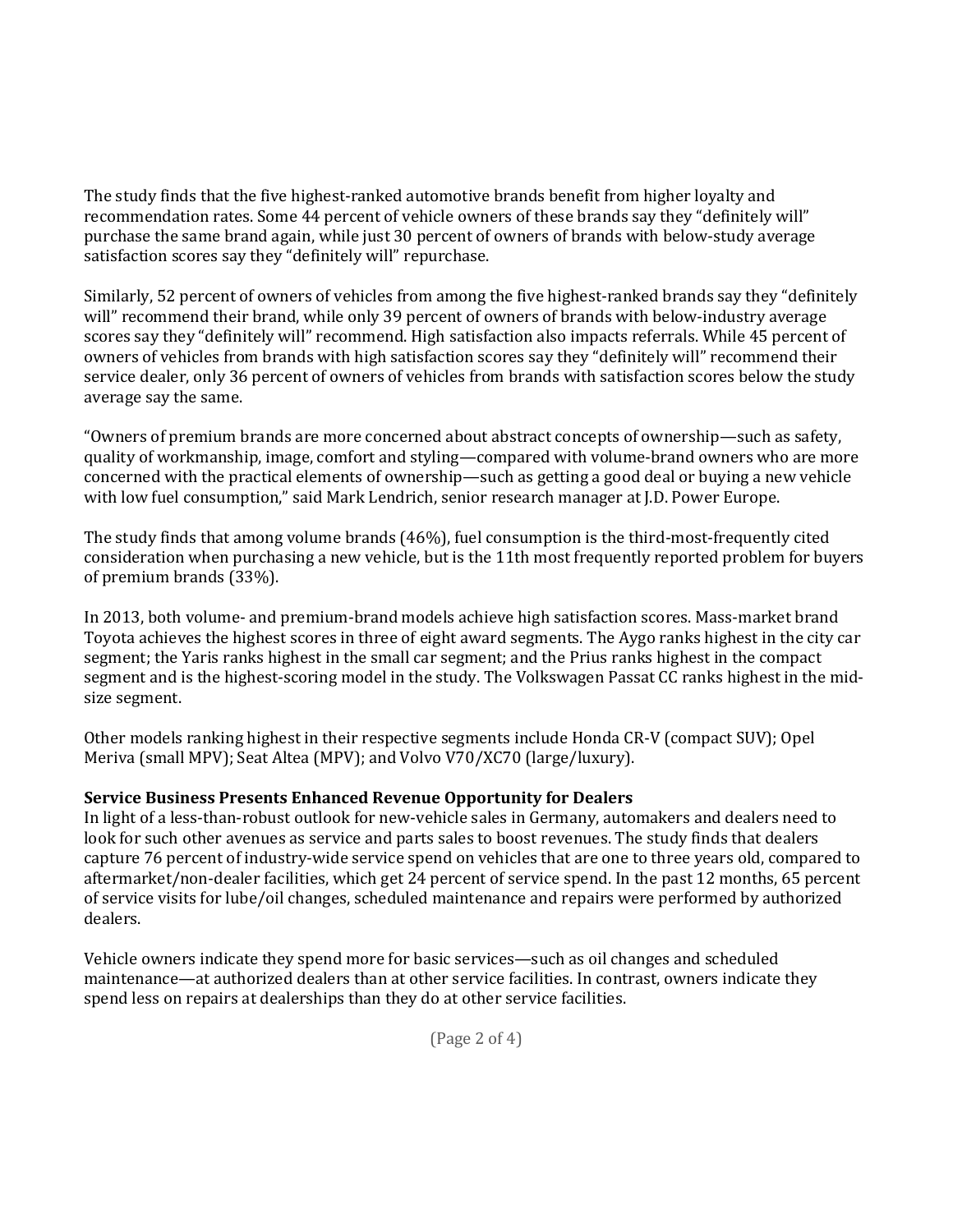The study finds that the five highest-ranked automotive brands benefit from higher loyalty and recommendation rates. Some 44 percent of vehicle owners of these brands say they "definitely will" purchase the same brand again, while just 30 percent of owners of brands with below-study average satisfaction scores say they "definitely will" repurchase.

Similarly, 52 percent of owners of vehicles from among the five highest-ranked brands say they "definitely will" recommend their brand, while only 39 percent of owners of brands with below-industry average scores say they "definitely will" recommend. High satisfaction also impacts referrals. While 45 percent of owners of vehicles from brands with high satisfaction scores say they "definitely will" recommend their service dealer, only 36 percent of owners of vehicles from brands with satisfaction scores below the study average say the same.

"Owners of premium brands are more concerned about abstract concepts of ownership—such as safety, quality of workmanship, image, comfort and styling—compared with volume-brand owners who are more concerned with the practical elements of ownership—such as getting a good deal or buying a new vehicle with low fuel consumption," said Mark Lendrich, senior research manager at J.D. Power Europe.

The study finds that among volume brands (46%), fuel consumption is the third-most-frequently cited consideration when purchasing a new vehicle, but is the 11th most frequently reported problem for buyers of premium brands (33%).

In 2013, both volume- and premium-brand models achieve high satisfaction scores. Mass-market brand Toyota achieves the highest scores in three of eight award segments. The Aygo ranks highest in the city car segment; the Yaris ranks highest in the small car segment; and the Prius ranks highest in the compact segment and is the highest-scoring model in the study. The Volkswagen Passat CC ranks highest in the mid-size segment.

Other models ranking highest in their respective segments include Honda CR-V (compact SUV); Opel Meriva (small MPV); Seat Altea (MPV); and Volvo V70/XC70 (large/luxury).

**Service Business Presents Enhanced Revenue Opportunity for Dealers**

In light of a less-than-robust outlook for new-vehicle sales in Germany, automakers and dealers need to look for such other avenues as service and parts sales to boost revenues. The study finds that dealers capture 76 percent of industry-wide service spend on vehicles that are one to three years old, compared to aftermarket/non-dealer facilities, which get 24 percent of service spend. In the past 12 months, 65 percent of service visits for lube/oil changes, scheduled maintenance and repairs were performed by authorized dealers.

Vehicle owners indicate they spend more for basic services—such as oil changes and scheduled maintenance—at authorized dealers than at other service facilities. In contrast, owners indicate they spend less on repairs at dealerships than they do at other service facilities.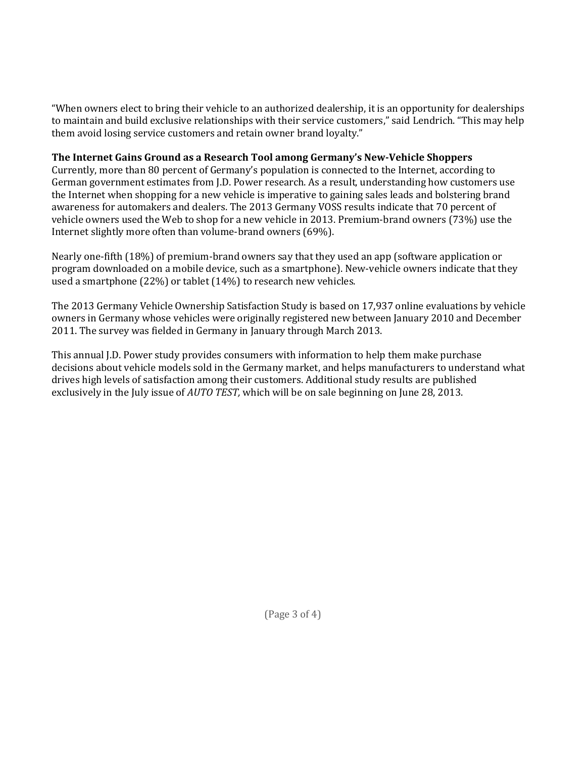"When owners elect to bring their vehicle to an authorized dealership, it is an opportunity for dealerships to maintain and build exclusive relationships with their service customers," said Lendrich. "This may help them avoid losing service customers and retain owner brand loyalty."

**The Internet Gains Ground as a Research Tool among Germany's New-Vehicle Shoppers**

Currently, more than 80 percent of Germany's population is connected to the Internet, according to German government estimates from J.D. Power research. As a result, understanding how customers use the Internet when shopping for a new vehicle is imperative to gaining sales leads and bolstering brand awareness for automakers and dealers. The 2013 Germany VOSS results indicate that 70 percent of vehicle owners used the Web to shop for a new vehicle in 2013. Premium-brand owners (73%) use the Internet slightly more often than volume-brand owners (69%).

Nearly one-fifth (18%) of premium-brand owners say that they used an app (software application or program downloaded on a mobile device, such as a smartphone). New-vehicle owners indicate that they used a smartphone (22%) or tablet (14%) to research new vehicles.

The 2013 Germany Vehicle Ownership Satisfaction Study is based on 17,937 online evaluations by vehicle owners in Germany whose vehicles were originally registered new between January 2010 and December 2011. The survey was fielded in Germany in January through March 2013.

This annual J.D. Power study provides consumers with information to help them make purchase decisions about vehicle models sold in the Germany market, and helps manufacturers to understand what drives high levels of satisfaction among their customers. Additional study results are published exclusively in the July issue of *AUTO TEST*, which will be on sale beginning on June 28, 2013.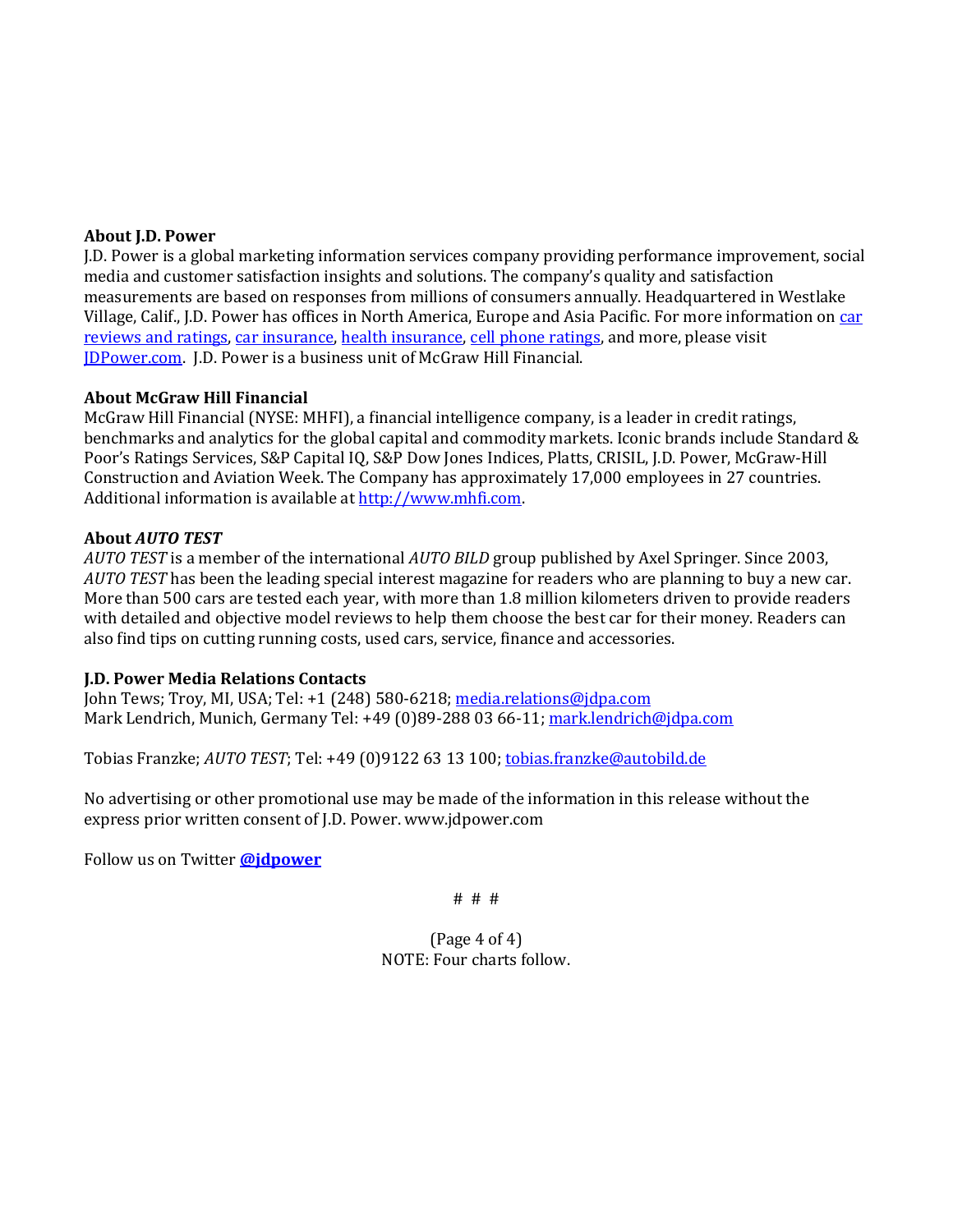**About J.D. Power**

J.D. Power is a global marketing information services company providing performance improvement, social media and customer satisfaction insights and solutions. The company's quality and satisfaction measurements are based on responses from millions of consumers annually. Headquartered in Westlake Village, Calif., J.D. Power has offices in North America, Europe and Asia Pacific. For more information on car reviews and ratings, car insurance, health insurance, cell phone ratings, and more, please visit JDPower.com. J.D. Power is a business unit of McGraw Hill Financial.

**About McGraw Hill Financial**

McGraw Hill Financial (NYSE: MHFI), a financial intelligence company, is a leader in credit ratings, benchmarks and analytics for the global capital and commodity markets. Iconic brands include Standard & Poor's Ratings Services, S&P Capital IQ, S&P Dow Jones Indices, Platts, CRISIL, J.D. Power, McGraw-Hill Construction and Aviation Week. The Company has approximately 17,000 employees in 27 countries. Additional information is available at http://www.mhfi.com.

**About *AUTO TEST***

*AUTO TEST* is a member of the international *AUTO BILD* group published by Axel Springer. Since 2003, *AUTO TEST* has been the leading special interest magazine for readers who are planning to buy a new car. More than 500 cars are tested each year, with more than 1.8 million kilometers driven to provide readers with detailed and objective model reviews to help them choose the best car for their money. Readers can also find tips on cutting running costs, used cars, service, finance and accessories.

**J.D. Power Media Relations Contacts**

John Tews; Troy, MI, USA; Tel: +1 (248) 580-6218; media.relations@jdpa.com
Mark Lendrich, Munich, Germany Tel: +49 (0)89-288 03 66-11; mark.lendrich@jdpa.com

Tobias Franzke; *AUTO TEST*; Tel: +49 (0)9122 63 13 100; tobias.franzke@autobild.de

No advertising or other promotional use may be made of the information in this release without the express prior written consent of J.D. Power. www.jdpower.com

Follow us on Twitter **@jdpower**

# # #

NOTE: Four charts follow.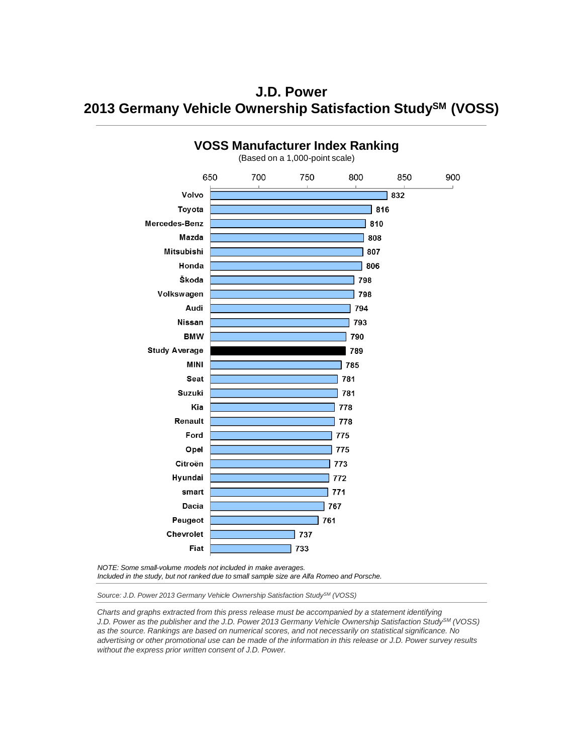# J.D. Power
# 2013 Germany Vehicle Ownership Satisfaction Study[SM] (VOSS)

## VOSS Manufacturer Index Ranking

(Based on a 1,000-point scale)

| Manufacturer | Score |
|---|---|
| Volvo | 832 |
| Toyota | 816 |
| Mercedes-Benz | 810 |
| Mazda | 808 |
| Mitsubishi | 807 |
| Honda | 806 |
| Škoda | 798 |
| Volkswagen | 798 |
| Audi | 794 |
| Nissan | 793 |
| BMW | 790 |
| **Study Average** | **789** |
| MINI | 785 |
| Seat | 781 |
| Suzuki | 781 |
| Kia | 778 |
| Renault | 778 |
| Ford | 775 |
| Opel | 775 |
| Citroën | 773 |
| Hyundai | 772 |
| smart | 771 |
| Dacia | 767 |
| Peugeot | 761 |
| Chevrolet | 737 |
| Fiat | 733 |

*NOTE: Some small-volume models not included in make averages.*
*Included in the study, but not ranked due to small sample size are Alfa Romeo and Porsche.*

*Source: J.D. Power 2013 Germany Vehicle Ownership Satisfaction Study[SM] (VOSS)*

*Charts and graphs extracted from this press release must be accompanied by a statement identifying J.D. Power as the publisher and the J.D. Power 2013 Germany Vehicle Ownership Satisfaction Study[SM] (VOSS) as the source. Rankings are based on numerical scores, and not necessarily on statistical significance. No advertising or other promotional use can be made of the information in this release or J.D. Power survey results without the express prior written consent of J.D. Power.*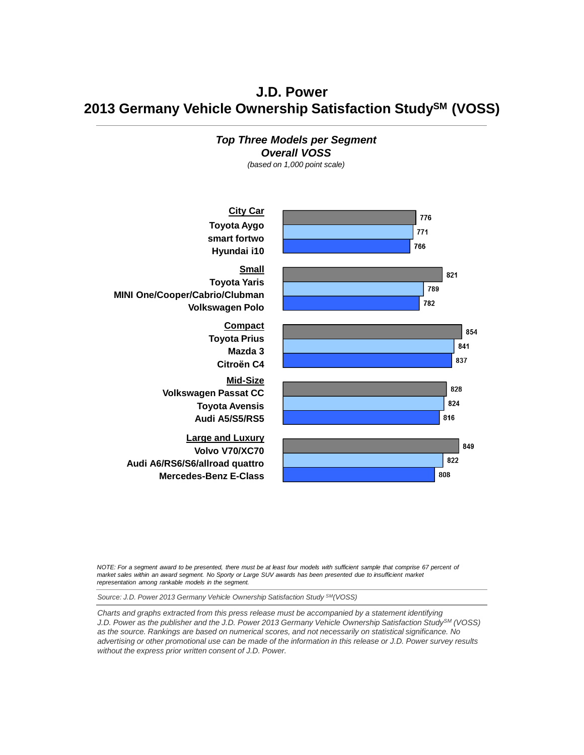# J.D. Power
# 2013 Germany Vehicle Ownership Satisfaction Study$^{SM}$ (VOSS)

***Top Three Models per Segment***
***Overall VOSS***
*(based on 1,000 point scale)*

| Segment / Model | Score |
|---|---|
| **City Car** | |
| Toyota Aygo | 776 |
| smart fortwo | 771 |
| Hyundai i10 | 766 |
| **Small** | |
| Toyota Yaris | 821 |
| MINI One/Cooper/Cabrio/Clubman | 789 |
| Volkswagen Polo | 782 |
| **Compact** | |
| Toyota Prius | 854 |
| Mazda 3 | 841 |
| Citroën C4 | 837 |
| **Mid-Size** | |
| Volkswagen Passat CC | 828 |
| Toyota Avensis | 824 |
| Audi A5/S5/RS5 | 816 |
| **Large and Luxury** | |
| Volvo V70/XC70 | 849 |
| Audi A6/RS6/S6/allroad quattro | 822 |
| Mercedes-Benz E-Class | 808 |

*NOTE: For a segment award to be presented, there must be at least four models with sufficient sample that comprise 67 percent of market sales within an award segment. No Sporty or Large SUV awards has been presented due to insufficient market representation among rankable models in the segment.*

*Source: J.D. Power 2013 Germany Vehicle Ownership Satisfaction Study $^{SM}$(VOSS)*

*Charts and graphs extracted from this press release must be accompanied by a statement identifying J.D. Power as the publisher and the J.D. Power 2013 Germany Vehicle Ownership Satisfaction Study$^{SM}$ (VOSS) as the source. Rankings are based on numerical scores, and not necessarily on statistical significance. No advertising or other promotional use can be made of the information in this release or J.D. Power survey results without the express prior written consent of J.D. Power.*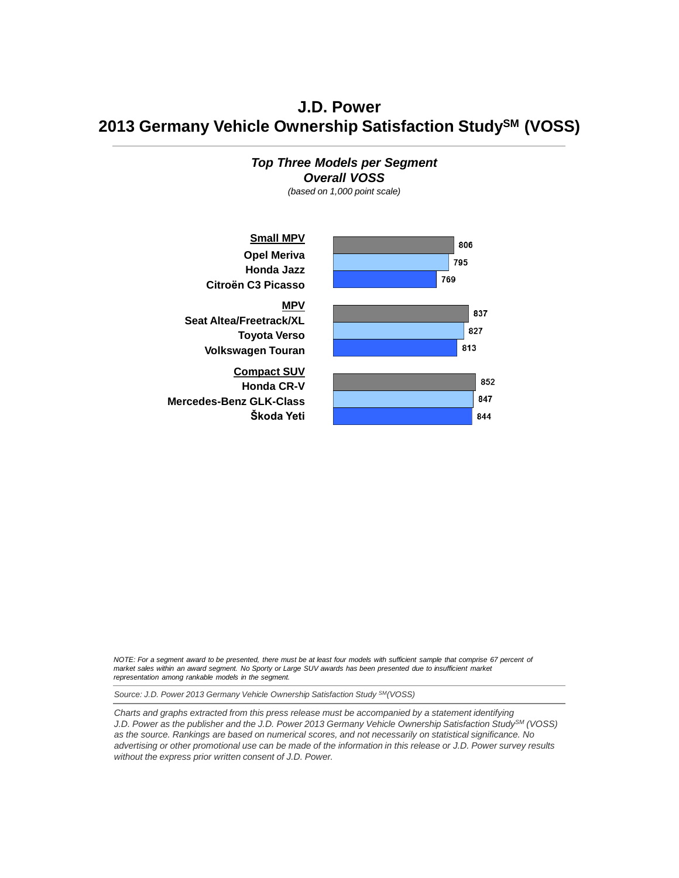# J.D. Power
# 2013 Germany Vehicle Ownership Satisfaction Study[SM] (VOSS)

### *Top Three Models per Segment*
### *Overall VOSS*

*(based on 1,000 point scale)*

| Segment / Model | Score |
| --- | --- |
| **Small MPV** | |
| Opel Meriva | 806 |
| Honda Jazz | 795 |
| Citroën C3 Picasso | 769 |
| **MPV** | |
| Seat Altea/Freetrack/XL | 837 |
| Toyota Verso | 827 |
| Volkswagen Touran | 813 |
| **Compact SUV** | |
| Honda CR-V | 852 |
| Mercedes-Benz GLK-Class | 847 |
| Škoda Yeti | 844 |

*NOTE: For a segment award to be presented, there must be at least four models with sufficient sample that comprise 67 percent of market sales within an award segment. No Sporty or Large SUV awards has been presented due to insufficient market representation among rankable models in the segment.*

*Source: J.D. Power 2013 Germany Vehicle Ownership Satisfaction Study [SM](VOSS)*

*Charts and graphs extracted from this press release must be accompanied by a statement identifying J.D. Power as the publisher and the J.D. Power 2013 Germany Vehicle Ownership Satisfaction Study[SM] (VOSS) as the source. Rankings are based on numerical scores, and not necessarily on statistical significance. No advertising or other promotional use can be made of the information in this release or J.D. Power survey results without the express prior written consent of J.D. Power.*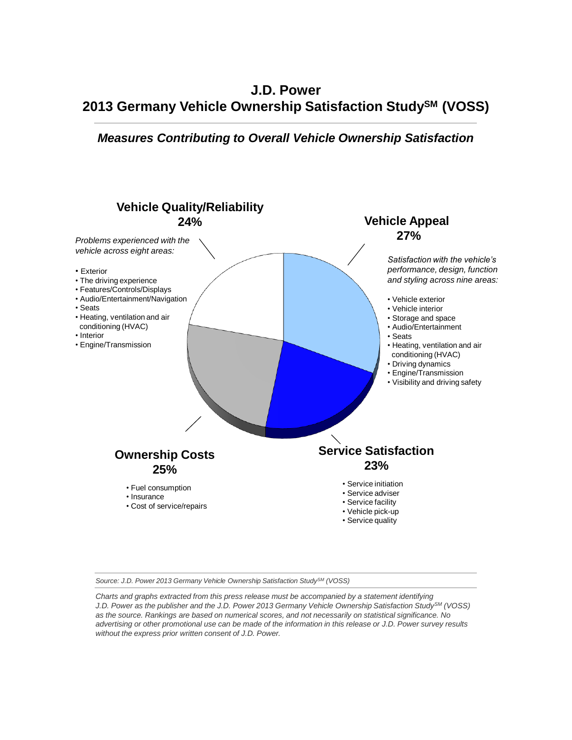# J.D. Power
# 2013 Germany Vehicle Ownership Satisfaction Study℠ (VOSS)

## *Measures Contributing to Overall Vehicle Ownership Satisfaction*

**Vehicle Quality/Reliability**
**24%**

*Problems experienced with the vehicle across eight areas:*

- Exterior
- The driving experience
- Features/Controls/Displays
- Audio/Entertainment/Navigation
- Seats
- Heating, ventilation and air conditioning (HVAC)
- Interior
- Engine/Transmission

**Vehicle Appeal**
**27%**

*Satisfaction with the vehicle's performance, design, function and styling across nine areas:*

- Vehicle exterior
- Vehicle interior
- Storage and space
- Audio/Entertainment
- Seats
- Heating, ventilation and air conditioning (HVAC)
- Driving dynamics
- Engine/Transmission
- Visibility and driving safety

**Ownership Costs**
**25%**

- Fuel consumption
- Insurance
- Cost of service/repairs

**Service Satisfaction**
**23%**

- Service initiation
- Service adviser
- Service facility
- Vehicle pick-up
- Service quality

*Source: J.D. Power 2013 Germany Vehicle Ownership Satisfaction Study℠ (VOSS)*

*Charts and graphs extracted from this press release must be accompanied by a statement identifying J.D. Power as the publisher and the J.D. Power 2013 Germany Vehicle Ownership Satisfaction Study℠ (VOSS) as the source. Rankings are based on numerical scores, and not necessarily on statistical significance. No advertising or other promotional use can be made of the information in this release or J.D. Power survey results without the express prior written consent of J.D. Power.*